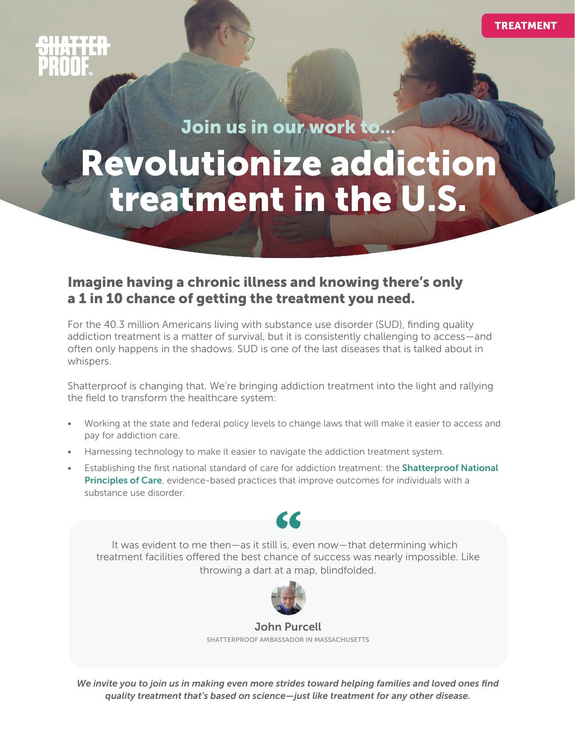TREATMENT

Join us in our work to...

# Revolutionize addiction treatment in the U.S.

## Imagine having a chronic illness and knowing there's only a 1 in 10 chance of getting the treatment you need.

For the 40.3 million Americans living with substance use disorder (SUD), finding quality addiction treatment is a matter of survival, but it is consistently challenging to access—and often only happens in the shadows. SUD is one of the last diseases that is talked about in whispers.

Shatterproof is changing that. We're bringing addiction treatment into the light and rallying the field to transform the healthcare system:

- Working at the state and federal policy levels to change laws that will make it easier to access and pay for addiction care.
- Harnessing technology to make it easier to navigate the addiction treatment system.
- Establishing the first national standard of care for addiction treatment: the **Shatterproof National Principles of Care**, evidence-based practices that improve outcomes for individuals with a substance use disorder.

> It was evident to me then—as it still is, even now—that determining which treatment facilities offered the best chance of success was nearly impossible. Like throwing a dart at a map, blindfolded.
>
> **John Purcell**
> SHATTERPROOF AMBASSADOR IN MASSACHUSETTS

*We invite you to join us in making even more strides toward helping families and loved ones find quality treatment that's based on science—just like treatment for any other disease.*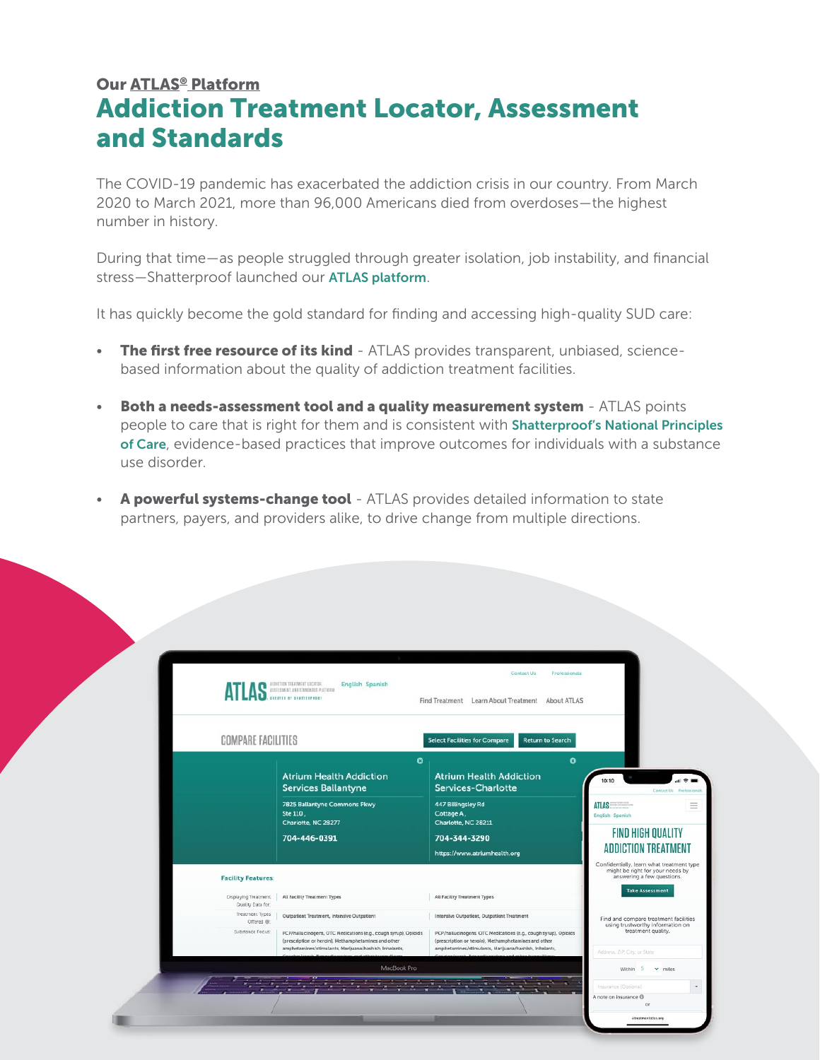**Our ATLAS® Platform**

# Addiction Treatment Locator, Assessment and Standards

The COVID-19 pandemic has exacerbated the addiction crisis in our country. From March 2020 to March 2021, more than 96,000 Americans died from overdoses—the highest number in history.

During that time—as people struggled through greater isolation, job instability, and financial stress—Shatterproof launched our ATLAS platform.

It has quickly become the gold standard for finding and accessing high-quality SUD care:

- **The first free resource of its kind** - ATLAS provides transparent, unbiased, science-based information about the quality of addiction treatment facilities.
- **Both a needs-assessment tool and a quality measurement system** - ATLAS points people to care that is right for them and is consistent with Shatterproof's National Principles of Care, evidence-based practices that improve outcomes for individuals with a substance use disorder.
- **A powerful systems-change tool** - ATLAS provides detailed information to state partners, payers, and providers alike, to drive change from multiple directions.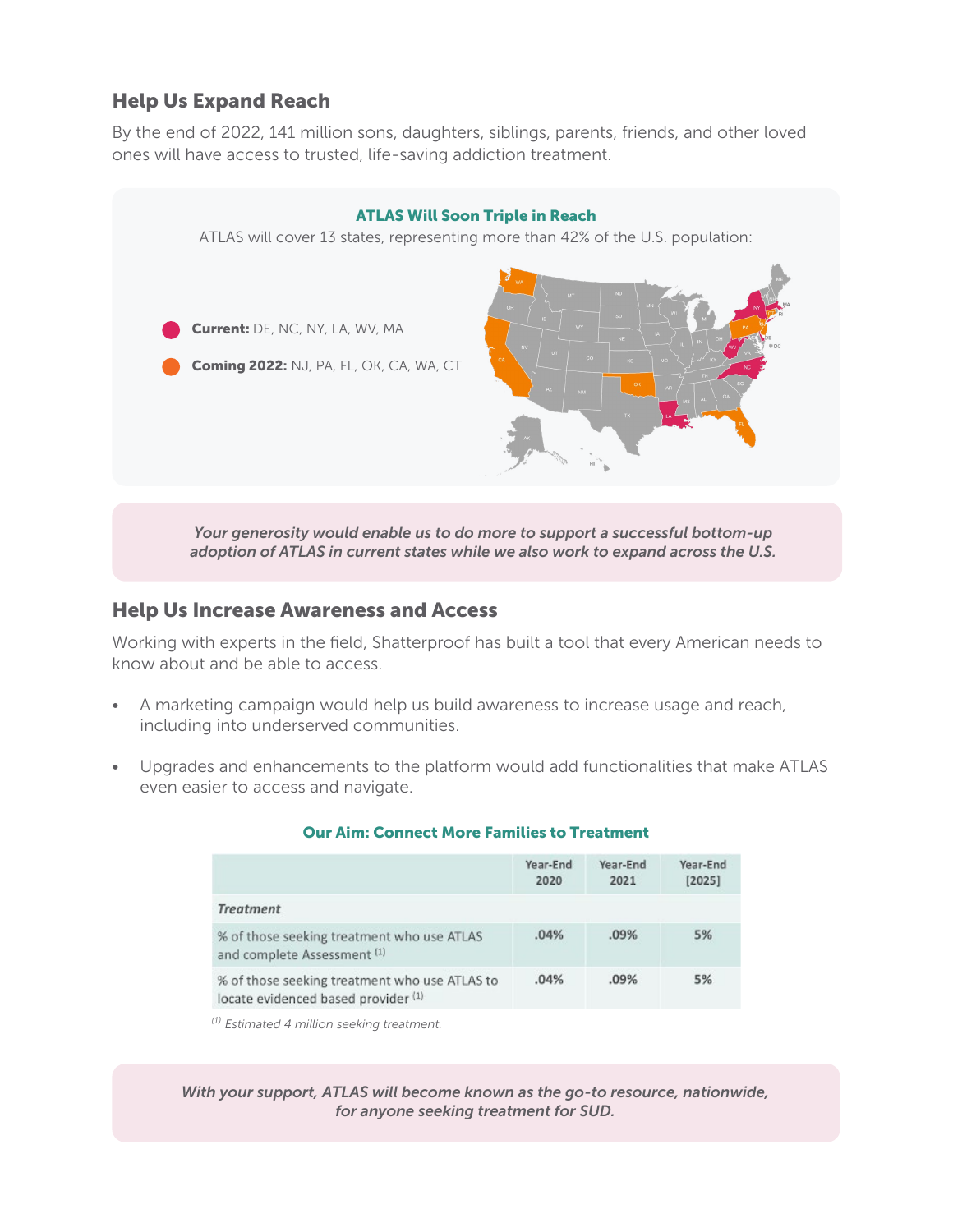## Help Us Expand Reach

By the end of 2022, 141 million sons, daughters, siblings, parents, friends, and other loved ones will have access to trusted, life-saving addiction treatment.

### ATLAS Will Soon Triple in Reach

ATLAS will cover 13 states, representing more than 42% of the U.S. population:

- **Current:** DE, NC, NY, LA, WV, MA
- **Coming 2022:** NJ, PA, FL, OK, CA, WA, CT

*Your generosity would enable us to do more to support a successful bottom-up adoption of ATLAS in current states while we also work to expand across the U.S.*

## Help Us Increase Awareness and Access

Working with experts in the field, Shatterproof has built a tool that every American needs to know about and be able to access.

- A marketing campaign would help us build awareness to increase usage and reach, including into underserved communities.
- Upgrades and enhancements to the platform would add functionalities that make ATLAS even easier to access and navigate.

### Our Aim: Connect More Families to Treatment

| | Year-End 2020 | Year-End 2021 | Year-End [2025] |
|---|---|---|---|
| *Treatment* | | | |
| % of those seeking treatment who use ATLAS and complete Assessment [1] | .04% | .09% | 5% |
| % of those seeking treatment who use ATLAS to locate evidenced based provider [1] | .04% | .09% | 5% |

[1] *Estimated 4 million seeking treatment.*

*With your support, ATLAS will become known as the go-to resource, nationwide, for anyone seeking treatment for SUD.*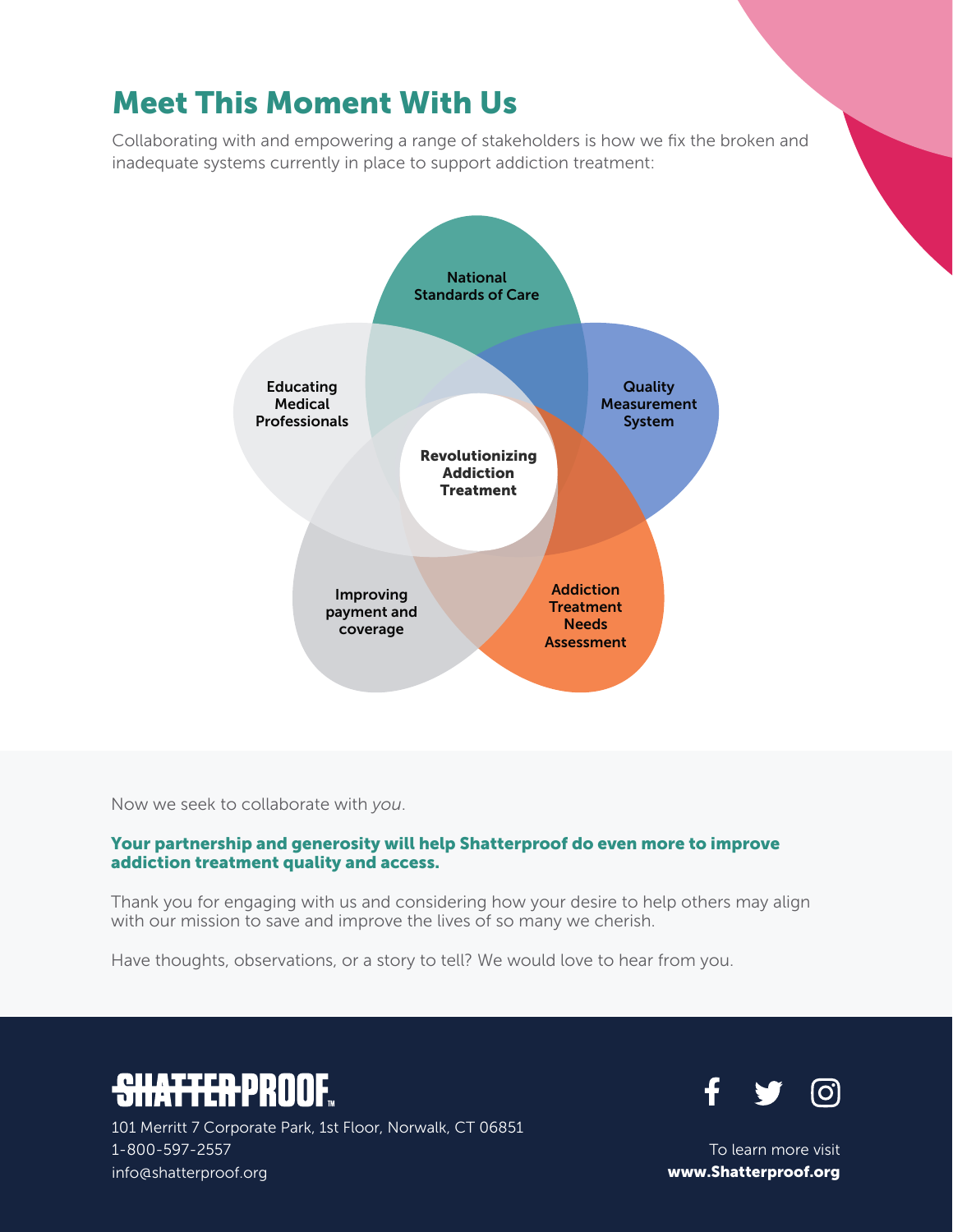# Meet This Moment With Us

Collaborating with and empowering a range of stakeholders is how we fix the broken and inadequate systems currently in place to support addiction treatment:

National Standards of Care

Quality Measurement System

Addiction Treatment Needs Assessment

Improving payment and coverage

Educating Medical Professionals

Revolutionizing Addiction Treatment

Now we seek to collaborate with *you*.

**Your partnership and generosity will help Shatterproof do even more to improve addiction treatment quality and access.**

Thank you for engaging with us and considering how your desire to help others may align with our mission to save and improve the lives of so many we cherish.

Have thoughts, observations, or a story to tell? We would love to hear from you.

SHATTERPROOF

101 Merritt 7 Corporate Park, 1st Floor, Norwalk, CT 06851
1-800-597-2557
info@shatterproof.org

To learn more visit
**www.Shatterproof.org**